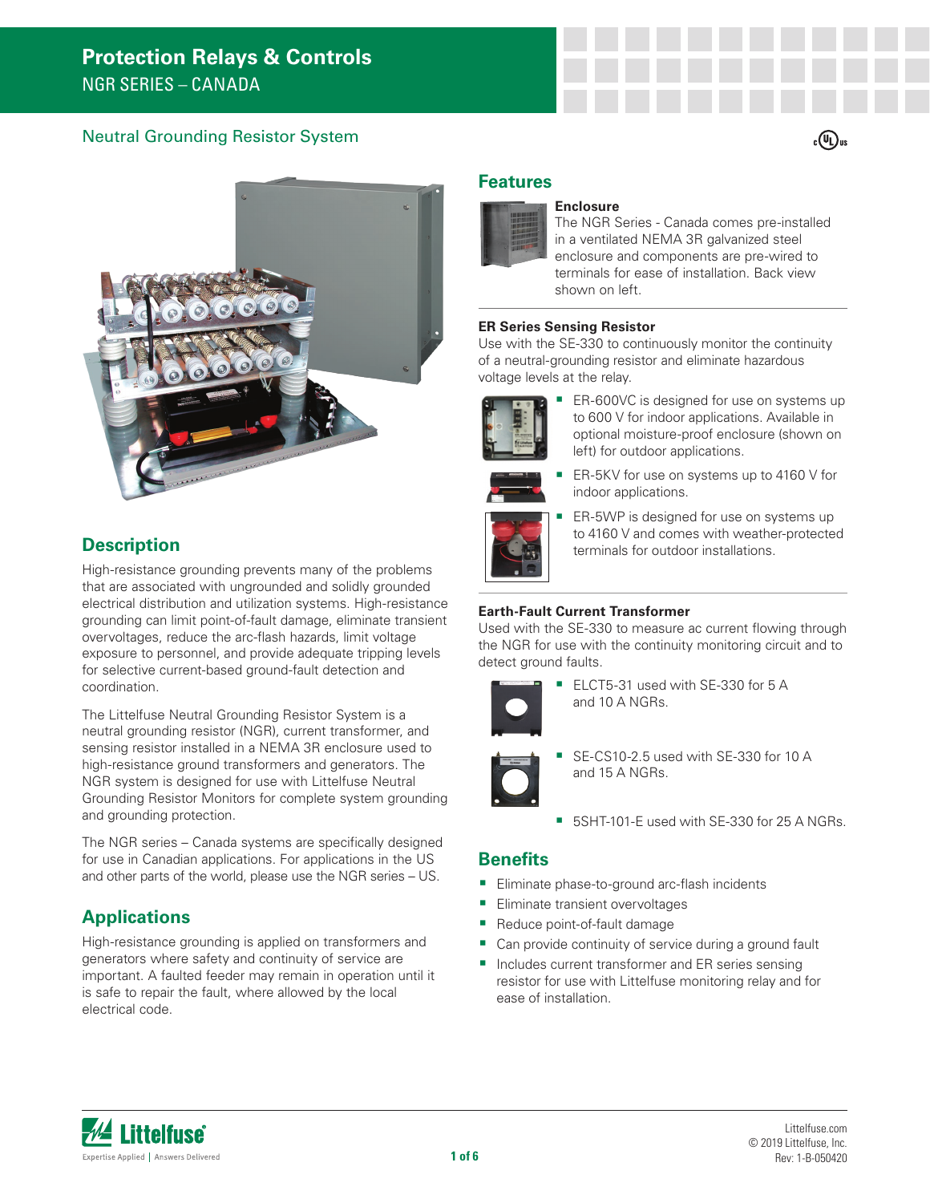# Protection Relays & Controls

NGR SERIES – CANADA

## Neutral Grounding Resistor System

## Description

High-resistance grounding prevents many of the problems that are associated with ungrounded and solidly grounded electrical distribution and utilization systems. High-resistance grounding can limit point-of-fault damage, eliminate transient overvoltages, reduce the arc-flash hazards, limit voltage exposure to personnel, and provide adequate tripping levels for selective current-based ground-fault detection and coordination.

The Littelfuse Neutral Grounding Resistor System is a neutral grounding resistor (NGR), current transformer, and sensing resistor installed in a NEMA 3R enclosure used to high-resistance ground transformers and generators. The NGR system is designed for use with Littelfuse Neutral Grounding Resistor Monitors for complete system grounding and grounding protection.

The NGR series – Canada systems are specifically designed for use in Canadian applications. For applications in the US and other parts of the world, please use the NGR series – US.

## Applications

High-resistance grounding is applied on transformers and generators where safety and continuity of service are important. A faulted feeder may remain in operation until it is safe to repair the fault, where allowed by the local electrical code.

## Features

**Enclosure**

The NGR Series - Canada comes pre-installed in a ventilated NEMA 3R galvanized steel enclosure and components are pre-wired to terminals for ease of installation. Back view shown on left.

**ER Series Sensing Resistor**

Use with the SE-330 to continuously monitor the continuity of a neutral-grounding resistor and eliminate hazardous voltage levels at the relay.

- ER-600VC is designed for use on systems up to 600 V for indoor applications. Available in optional moisture-proof enclosure (shown on left) for outdoor applications.
- ER-5KV for use on systems up to 4160 V for indoor applications.
- ER-5WP is designed for use on systems up to 4160 V and comes with weather-protected terminals for outdoor installations.

**Earth-Fault Current Transformer**

Used with the SE-330 to measure ac current flowing through the NGR for use with the continuity monitoring circuit and to detect ground faults.

- ELCT5-31 used with SE-330 for 5 A and 10 A NGRs.
- SE-CS10-2.5 used with SE-330 for 10 A and 15 A NGRs.
- 5SHT-101-E used with SE-330 for 25 A NGRs.

## Benefits

- Eliminate phase-to-ground arc-flash incidents
- Eliminate transient overvoltages
- Reduce point-of-fault damage
- Can provide continuity of service during a ground fault
- Includes current transformer and ER series sensing resistor for use with Littelfuse monitoring relay and for ease of installation.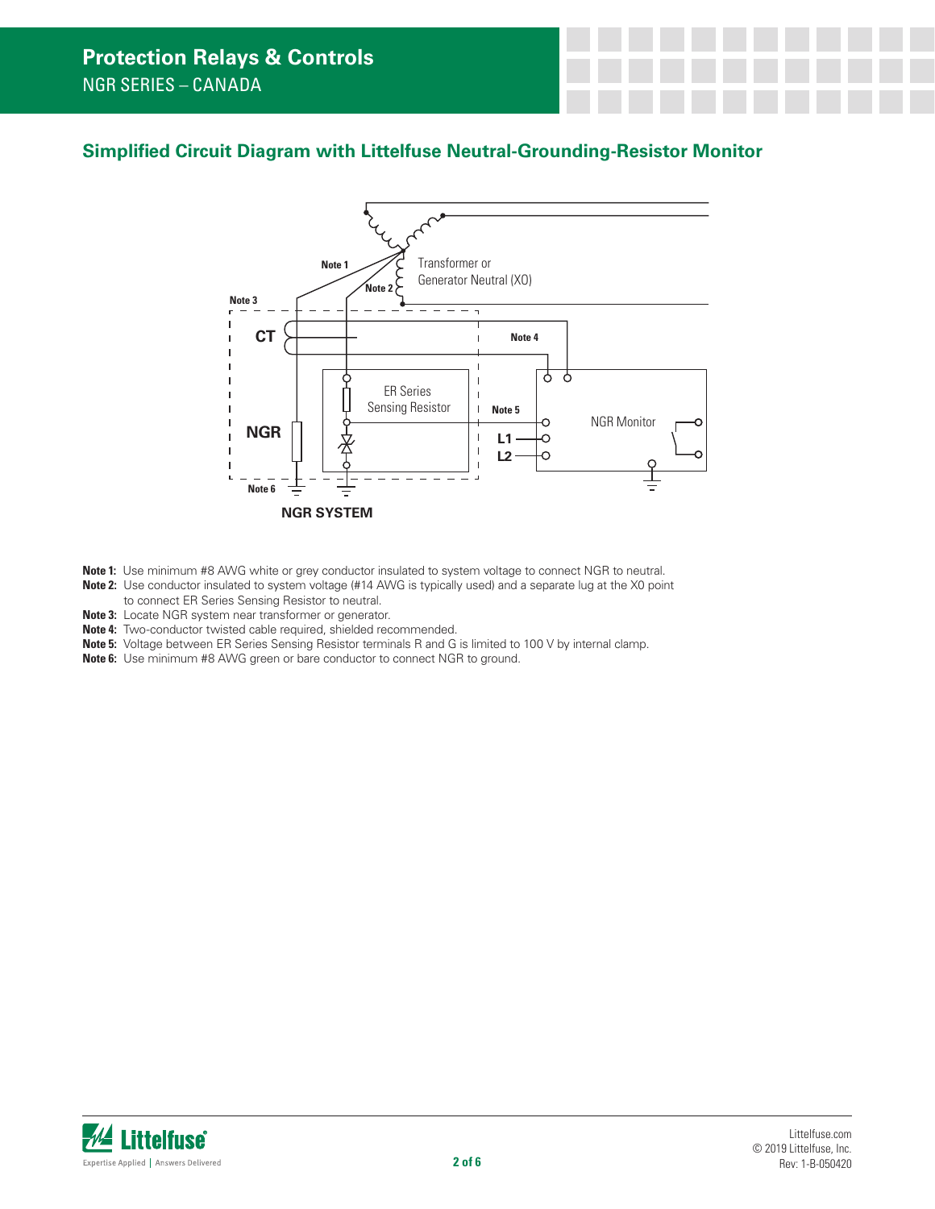## Simplified Circuit Diagram with Littelfuse Neutral-Grounding-Resistor Monitor

Note 1

Note 2

Transformer or
Generator Neutral (X0)

Note 3

CT

Note 4

ER Series
Sensing Resistor

Note 5

NGR

NGR Monitor

L1

L2

Note 6

NGR SYSTEM

**Note 1:** Use minimum #8 AWG white or grey conductor insulated to system voltage to connect NGR to neutral.
**Note 2:** Use conductor insulated to system voltage (#14 AWG is typically used) and a separate lug at the X0 point to connect ER Series Sensing Resistor to neutral.
**Note 3:** Locate NGR system near transformer or generator.
**Note 4:** Two-conductor twisted cable required, shielded recommended.
**Note 5:** Voltage between ER Series Sensing Resistor terminals R and G is limited to 100 V by internal clamp.
**Note 6:** Use minimum #8 AWG green or bare conductor to connect NGR to ground.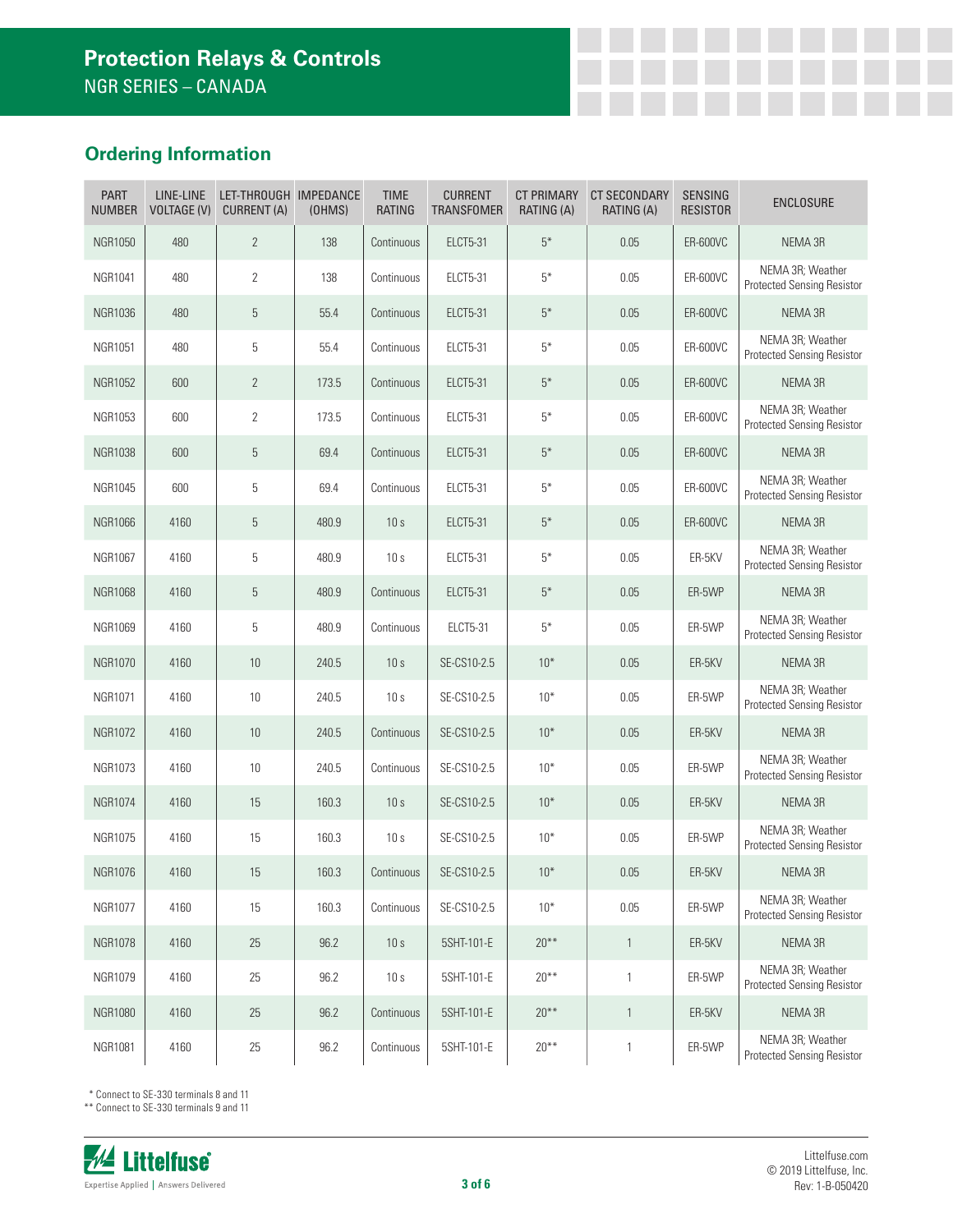## Ordering Information

| PART NUMBER | LINE-LINE VOLTAGE (V) | LET-THROUGH CURRENT (A) | IMPEDANCE (OHMS) | TIME RATING | CURRENT TRANSFOMER | CT PRIMARY RATING (A) | CT SECONDARY RATING (A) | SENSING RESISTOR | ENCLOSURE |
|---|---|---|---|---|---|---|---|---|---|
| NGR1050 | 480 | 2 | 138 | Continuous | ELCT5-31 | 5* | 0.05 | ER-600VC | NEMA 3R |
| NGR1041 | 480 | 2 | 138 | Continuous | ELCT5-31 | 5* | 0.05 | ER-600VC | NEMA 3R; Weather Protected Sensing Resistor |
| NGR1036 | 480 | 5 | 55.4 | Continuous | ELCT5-31 | 5* | 0.05 | ER-600VC | NEMA 3R |
| NGR1051 | 480 | 5 | 55.4 | Continuous | ELCT5-31 | 5* | 0.05 | ER-600VC | NEMA 3R; Weather Protected Sensing Resistor |
| NGR1052 | 600 | 2 | 173.5 | Continuous | ELCT5-31 | 5* | 0.05 | ER-600VC | NEMA 3R |
| NGR1053 | 600 | 2 | 173.5 | Continuous | ELCT5-31 | 5* | 0.05 | ER-600VC | NEMA 3R; Weather Protected Sensing Resistor |
| NGR1038 | 600 | 5 | 69.4 | Continuous | ELCT5-31 | 5* | 0.05 | ER-600VC | NEMA 3R |
| NGR1045 | 600 | 5 | 69.4 | Continuous | ELCT5-31 | 5* | 0.05 | ER-600VC | NEMA 3R; Weather Protected Sensing Resistor |
| NGR1066 | 4160 | 5 | 480.9 | 10 s | ELCT5-31 | 5* | 0.05 | ER-600VC | NEMA 3R |
| NGR1067 | 4160 | 5 | 480.9 | 10 s | ELCT5-31 | 5* | 0.05 | ER-5KV | NEMA 3R; Weather Protected Sensing Resistor |
| NGR1068 | 4160 | 5 | 480.9 | Continuous | ELCT5-31 | 5* | 0.05 | ER-5WP | NEMA 3R |
| NGR1069 | 4160 | 5 | 480.9 | Continuous | ELCT5-31 | 5* | 0.05 | ER-5WP | NEMA 3R; Weather Protected Sensing Resistor |
| NGR1070 | 4160 | 10 | 240.5 | 10 s | SE-CS10-2.5 | 10* | 0.05 | ER-5KV | NEMA 3R |
| NGR1071 | 4160 | 10 | 240.5 | 10 s | SE-CS10-2.5 | 10* | 0.05 | ER-5WP | NEMA 3R; Weather Protected Sensing Resistor |
| NGR1072 | 4160 | 10 | 240.5 | Continuous | SE-CS10-2.5 | 10* | 0.05 | ER-5KV | NEMA 3R |
| NGR1073 | 4160 | 10 | 240.5 | Continuous | SE-CS10-2.5 | 10* | 0.05 | ER-5WP | NEMA 3R; Weather Protected Sensing Resistor |
| NGR1074 | 4160 | 15 | 160.3 | 10 s | SE-CS10-2.5 | 10* | 0.05 | ER-5KV | NEMA 3R |
| NGR1075 | 4160 | 15 | 160.3 | 10 s | SE-CS10-2.5 | 10* | 0.05 | ER-5WP | NEMA 3R; Weather Protected Sensing Resistor |
| NGR1076 | 4160 | 15 | 160.3 | Continuous | SE-CS10-2.5 | 10* | 0.05 | ER-5KV | NEMA 3R |
| NGR1077 | 4160 | 15 | 160.3 | Continuous | SE-CS10-2.5 | 10* | 0.05 | ER-5WP | NEMA 3R; Weather Protected Sensing Resistor |
| NGR1078 | 4160 | 25 | 96.2 | 10 s | 5SHT-101-E | 20** | 1 | ER-5KV | NEMA 3R |
| NGR1079 | 4160 | 25 | 96.2 | 10 s | 5SHT-101-E | 20** | 1 | ER-5WP | NEMA 3R; Weather Protected Sensing Resistor |
| NGR1080 | 4160 | 25 | 96.2 | Continuous | 5SHT-101-E | 20** | 1 | ER-5KV | NEMA 3R |
| NGR1081 | 4160 | 25 | 96.2 | Continuous | 5SHT-101-E | 20** | 1 | ER-5WP | NEMA 3R; Weather Protected Sensing Resistor |

\* Connect to SE-330 terminals 8 and 11
** Connect to SE-330 terminals 9 and 11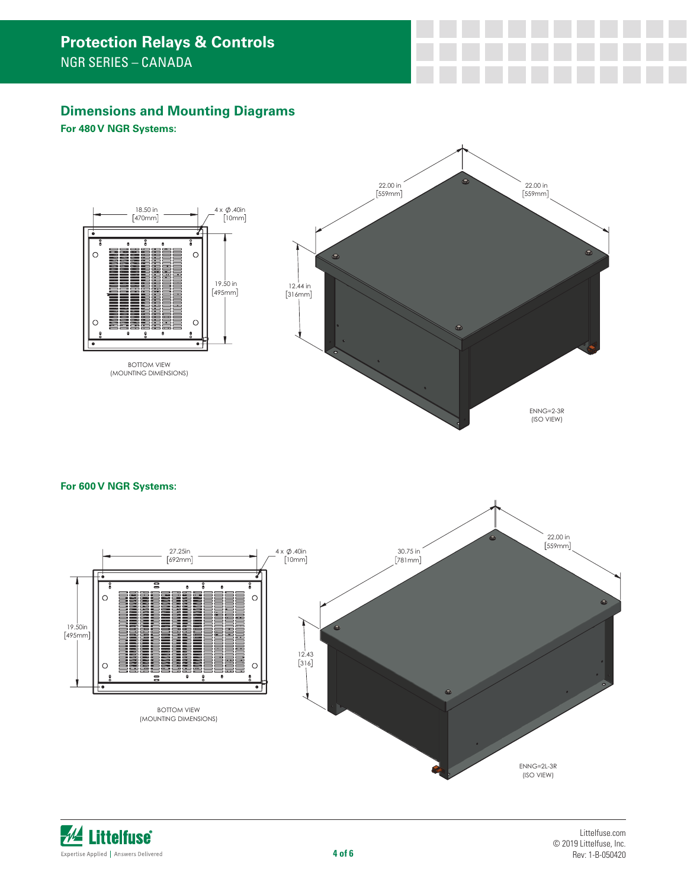## Dimensions and Mounting Diagrams

### For 480 V NGR Systems:

18.50 in [470mm]

4 x ∅.40in [10mm]

19.50 in [495mm]

BOTTOM VIEW (MOUNTING DIMENSIONS)

22.00 in [559mm]

22.00 in [559mm]

12.44 in [316mm]

ENNG=2-3R (ISO VIEW)

### For 600 V NGR Systems:

27.25in [692mm]

4 x ∅.40in [10mm]

19.50in [495mm]

BOTTOM VIEW (MOUNTING DIMENSIONS)

30.75 in [781mm]

22.00 in [559mm]

12.43 [316]

ENNG=2L-3R (ISO VIEW)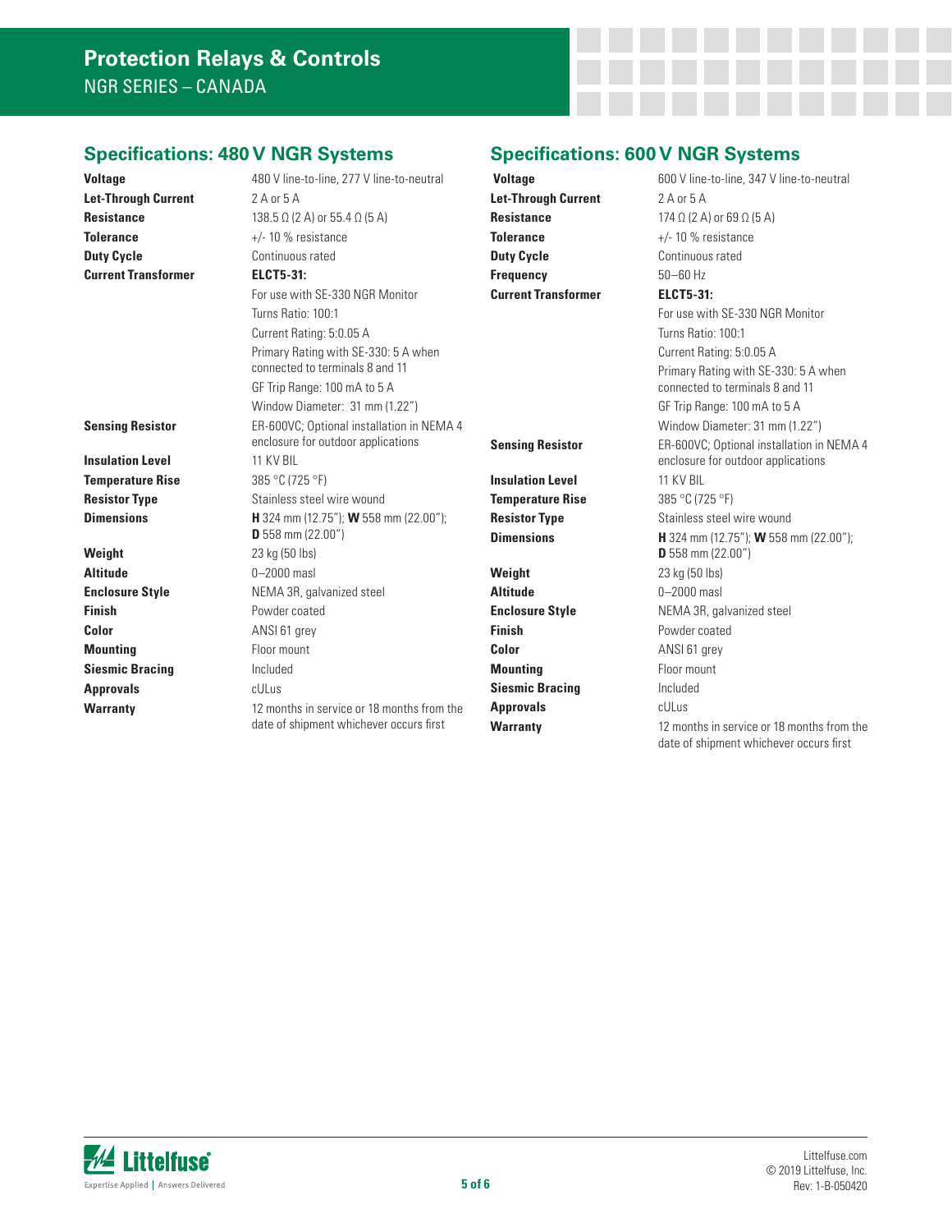## Specifications: 480 V NGR Systems

| | |
|---|---|
| **Voltage** | 480 V line-to-line, 277 V line-to-neutral |
| **Let-Through Current** | 2 A or 5 A |
| **Resistance** | 138.5 Ω (2 A) or 55.4 Ω (5 A) |
| **Tolerance** | +/- 10 % resistance |
| **Duty Cycle** | Continuous rated |
| **Current Transformer** | **ELCT5-31:**<br>For use with SE-330 NGR Monitor<br>Turns Ratio: 100:1<br>Current Rating: 5:0.05 A<br>Primary Rating with SE-330: 5 A when connected to terminals 8 and 11<br>GF Trip Range: 100 mA to 5 A<br>Window Diameter: 31 mm (1.22") |
| **Sensing Resistor** | ER-600VC; Optional installation in NEMA 4 enclosure for outdoor applications |
| **Insulation Level** | 11 KV BIL |
| **Temperature Rise** | 385 °C (725 °F) |
| **Resistor Type** | Stainless steel wire wound |
| **Dimensions** | **H** 324 mm (12.75"); **W** 558 mm (22.00"); **D** 558 mm (22.00") |
| **Weight** | 23 kg (50 lbs) |
| **Altitude** | 0–2000 masl |
| **Enclosure Style** | NEMA 3R, galvanized steel |
| **Finish** | Powder coated |
| **Color** | ANSI 61 grey |
| **Mounting** | Floor mount |
| **Siesmic Bracing** | Included |
| **Approvals** | cULus |
| **Warranty** | 12 months in service or 18 months from the date of shipment whichever occurs first |

## Specifications: 600 V NGR Systems

| | |
|---|---|
| **Voltage** | 600 V line-to-line, 347 V line-to-neutral |
| **Let-Through Current** | 2 A or 5 A |
| **Resistance** | 174 Ω (2 A) or 69 Ω (5 A) |
| **Tolerance** | +/- 10 % resistance |
| **Duty Cycle** | Continuous rated |
| **Frequency** | 50–60 Hz |
| **Current Transformer** | **ELCT5-31:**<br>For use with SE-330 NGR Monitor<br>Turns Ratio: 100:1<br>Current Rating: 5:0.05 A<br>Primary Rating with SE-330: 5 A when connected to terminals 8 and 11<br>GF Trip Range: 100 mA to 5 A<br>Window Diameter: 31 mm (1.22") |
| **Sensing Resistor** | ER-600VC; Optional installation in NEMA 4 enclosure for outdoor applications |
| **Insulation Level** | 11 KV BIL |
| **Temperature Rise** | 385 °C (725 °F) |
| **Resistor Type** | Stainless steel wire wound |
| **Dimensions** | **H** 324 mm (12.75"); **W** 558 mm (22.00"); **D** 558 mm (22.00") |
| **Weight** | 23 kg (50 lbs) |
| **Altitude** | 0–2000 masl |
| **Enclosure Style** | NEMA 3R, galvanized steel |
| **Finish** | Powder coated |
| **Color** | ANSI 61 grey |
| **Mounting** | Floor mount |
| **Siesmic Bracing** | Included |
| **Approvals** | cULus |
| **Warranty** | 12 months in service or 18 months from the date of shipment whichever occurs first |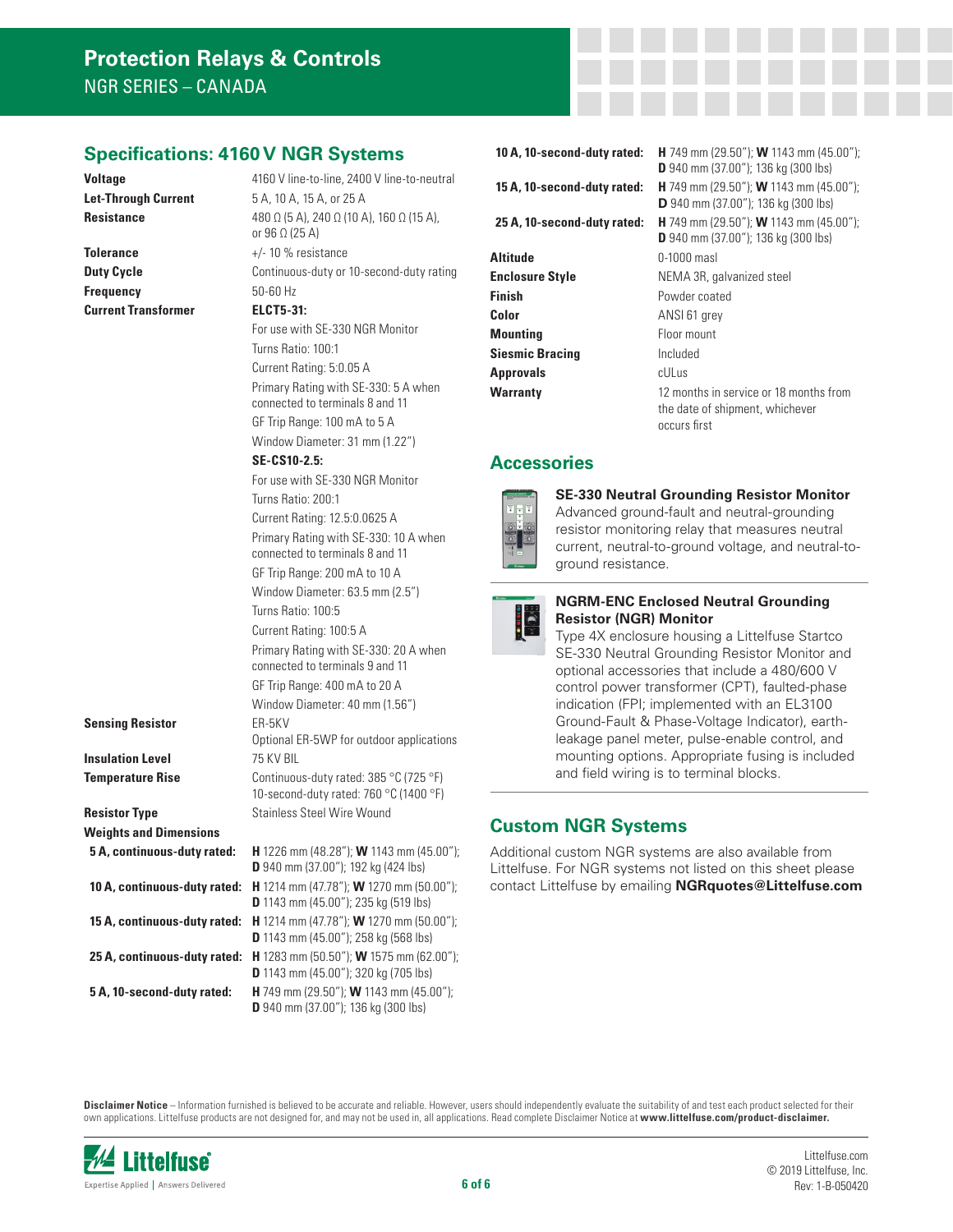## Specifications: 4160 V NGR Systems

| | |
|---|---|
| **Voltage** | 4160 V line-to-line, 2400 V line-to-neutral |
| **Let-Through Current** | 5 A, 10 A, 15 A, or 25 A |
| **Resistance** | 480 Ω (5 A), 240 Ω (10 A), 160 Ω (15 A), or 96 Ω (25 A) |
| **Tolerance** | +/- 10 % resistance |
| **Duty Cycle** | Continuous-duty or 10-second-duty rating |
| **Frequency** | 50-60 Hz |
| **Current Transformer** | **ELCT5-31:**<br>For use with SE-330 NGR Monitor<br>Turns Ratio: 100:1<br>Current Rating: 5:0.05 A<br>Primary Rating with SE-330: 5 A when connected to terminals 8 and 11<br>GF Trip Range: 100 mA to 5 A<br>Window Diameter: 31 mm (1.22")<br>**SE-CS10-2.5:**<br>For use with SE-330 NGR Monitor<br>Turns Ratio: 200:1<br>Current Rating: 12.5:0.0625 A<br>Primary Rating with SE-330: 10 A when connected to terminals 8 and 11<br>GF Trip Range: 200 mA to 10 A<br>Window Diameter: 63.5 mm (2.5")<br>Turns Ratio: 100:5<br>Current Rating: 100:5 A<br>Primary Rating with SE-330: 20 A when connected to terminals 9 and 11<br>GF Trip Range: 400 mA to 20 A<br>Window Diameter: 40 mm (1.56") |
| **Sensing Resistor** | ER-5KV<br>Optional ER-5WP for outdoor applications |
| **Insulation Level** | 75 KV BIL |
| **Temperature Rise** | Continuous-duty rated: 385 °C (725 °F)<br>10-second-duty rated: 760 °C (1400 °F) |
| **Resistor Type** | Stainless Steel Wire Wound |
| **Weights and Dimensions** | |
| **5 A, continuous-duty rated:** | **H** 1226 mm (48.28"); **W** 1143 mm (45.00"); **D** 940 mm (37.00"); 192 kg (424 lbs) |
| **10 A, continuous-duty rated:** | **H** 1214 mm (47.78"); **W** 1270 mm (50.00"); **D** 1143 mm (45.00"); 235 kg (519 lbs) |
| **15 A, continuous-duty rated:** | **H** 1214 mm (47.78"); **W** 1270 mm (50.00"); **D** 1143 mm (45.00"); 258 kg (568 lbs) |
| **25 A, continuous-duty rated:** | **H** 1283 mm (50.50"); **W** 1575 mm (62.00"); **D** 1143 mm (45.00"); 320 kg (705 lbs) |
| **5 A, 10-second-duty rated:** | **H** 749 mm (29.50"); **W** 1143 mm (45.00"); **D** 940 mm (37.00"); 136 kg (300 lbs) |
| **10 A, 10-second-duty rated:** | **H** 749 mm (29.50"); **W** 1143 mm (45.00"); **D** 940 mm (37.00"); 136 kg (300 lbs) |
| **15 A, 10-second-duty rated:** | **H** 749 mm (29.50"); **W** 1143 mm (45.00"); **D** 940 mm (37.00"); 136 kg (300 lbs) |
| **25 A, 10-second-duty rated:** | **H** 749 mm (29.50"); **W** 1143 mm (45.00"); **D** 940 mm (37.00"); 136 kg (300 lbs) |
| **Altitude** | 0-1000 masl |
| **Enclosure Style** | NEMA 3R, galvanized steel |
| **Finish** | Powder coated |
| **Color** | ANSI 61 grey |
| **Mounting** | Floor mount |
| **Siesmic Bracing** | Included |
| **Approvals** | cULus |
| **Warranty** | 12 months in service or 18 months from the date of shipment, whichever occurs first |

## Accessories

**SE-330 Neutral Grounding Resistor Monitor**
Advanced ground-fault and neutral-grounding resistor monitoring relay that measures neutral current, neutral-to-ground voltage, and neutral-to-ground resistance.

**NGRM-ENC Enclosed Neutral Grounding Resistor (NGR) Monitor**
Type 4X enclosure housing a Littelfuse Startco SE-330 Neutral Grounding Resistor Monitor and optional accessories that include a 480/600 V control power transformer (CPT), faulted-phase indication (FPI; implemented with an EL3100 Ground-Fault & Phase-Voltage Indicator), earth-leakage panel meter, pulse-enable control, and mounting options. Appropriate fusing is included and field wiring is to terminal blocks.

## Custom NGR Systems

Additional custom NGR systems are also available from Littelfuse. For NGR systems not listed on this sheet please contact Littelfuse by emailing **NGRquotes@Littelfuse.com**

**Disclaimer Notice** – Information furnished is believed to be accurate and reliable. However, users should independently evaluate the suitability of and test each product selected for their own applications. Littelfuse products are not designed for, and may not be used in, all applications. Read complete Disclaimer Notice at **www.littelfuse.com/product-disclaimer.**

Littelfuse.com
© 2019 Littelfuse, Inc.
Rev: 1-B-050420